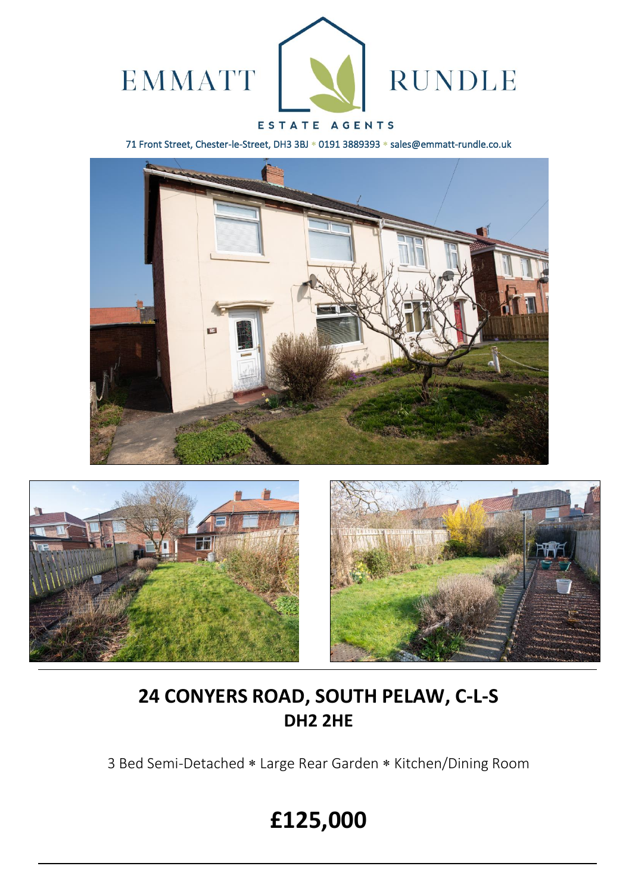EMMATT RUNDLE

ESTATE AGENTS

71 Front Street, Chester-le-Street, DH3 3BJ * 0191 3889393 * sales@emmatt-rundle.co.uk

## 24 CONYERS ROAD, SOUTH PELAW, C-L-S
## DH2 2HE

3 Bed Semi-Detached * Large Rear Garden * Kitchen/Dining Room

# £125,000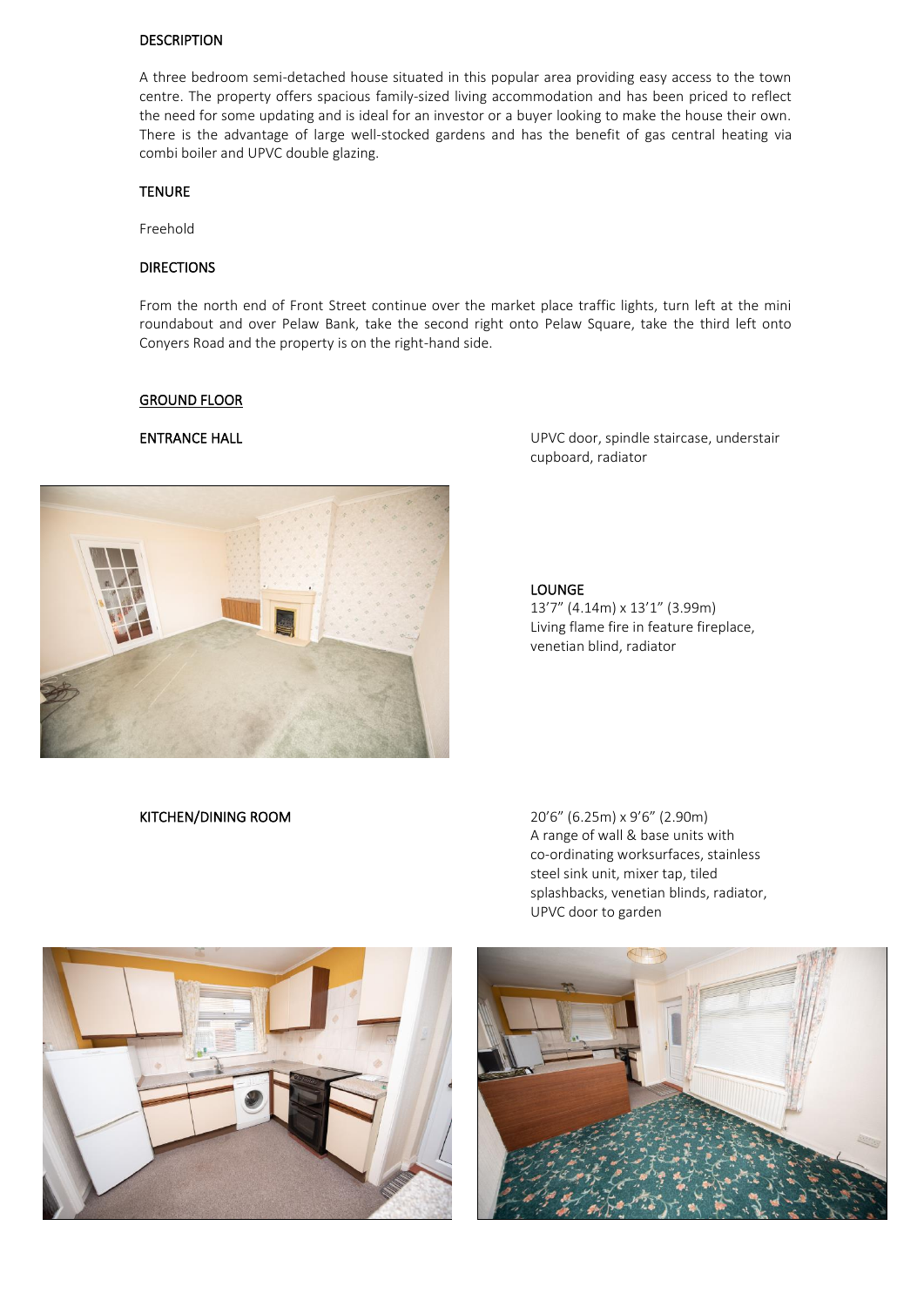## DESCRIPTION

A three bedroom semi-detached house situated in this popular area providing easy access to the town centre. The property offers spacious family-sized living accommodation and has been priced to reflect the need for some updating and is ideal for an investor or a buyer looking to make the house their own. There is the advantage of large well-stocked gardens and has the benefit of gas central heating via combi boiler and UPVC double glazing.

## TENURE

Freehold

## DIRECTIONS

From the north end of Front Street continue over the market place traffic lights, turn left at the mini roundabout and over Pelaw Bank, take the second right onto Pelaw Square, take the third left onto Conyers Road and the property is on the right-hand side.

## GROUND FLOOR

### ENTRANCE HALL

UPVC door, spindle staircase, understair cupboard, radiator

### LOUNGE

13’7” (4.14m) x 13’1” (3.99m)
Living flame fire in feature fireplace, venetian blind, radiator

### KITCHEN/DINING ROOM

20’6” (6.25m) x 9’6” (2.90m)
A range of wall & base units with co-ordinating worksurfaces, stainless steel sink unit, mixer tap, tiled splashbacks, venetian blinds, radiator, UPVC door to garden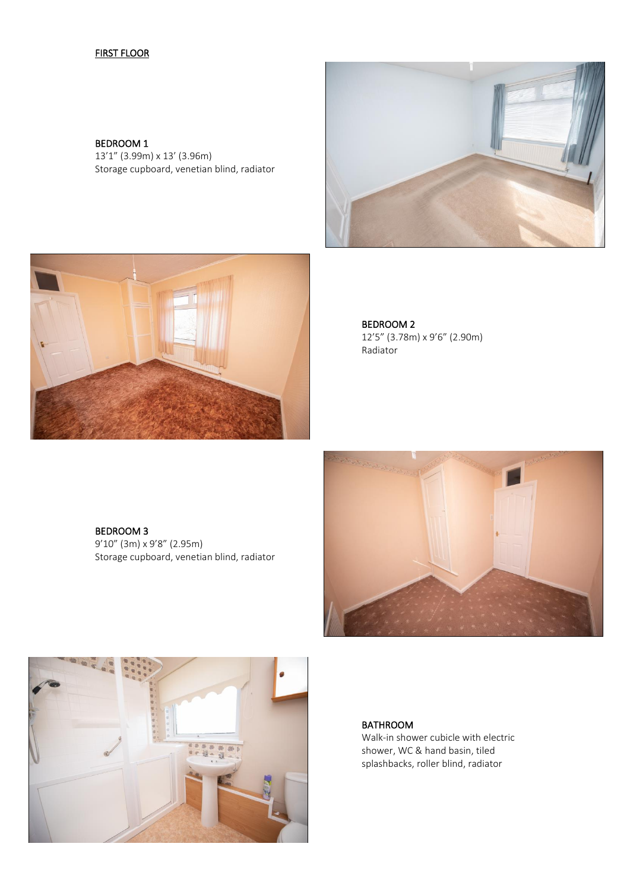## FIRST FLOOR

### BEDROOM 1
13’1” (3.99m) x 13’ (3.96m)
Storage cupboard, venetian blind, radiator

### BEDROOM 2
12’5” (3.78m) x 9’6” (2.90m)
Radiator

### BEDROOM 3
9’10” (3m) x 9’8” (2.95m)
Storage cupboard, venetian blind, radiator

### BATHROOM
Walk-in shower cubicle with electric shower, WC & hand basin, tiled splashbacks, roller blind, radiator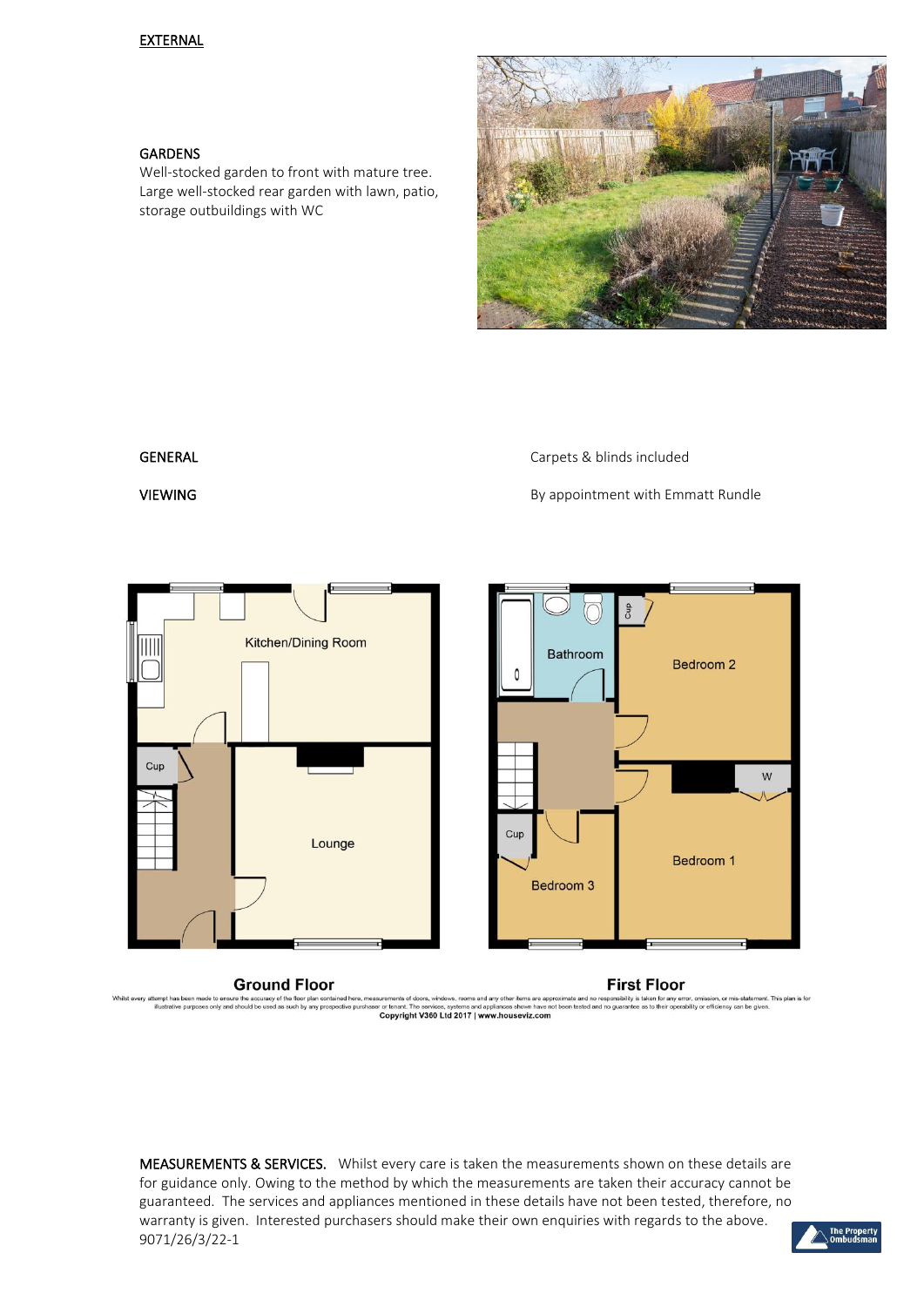## EXTERNAL

### GARDENS

Well-stocked garden to front with mature tree.
Large well-stocked rear garden with lawn, patio, storage outbuildings with WC

| | |
|---|---|
| **GENERAL** | Carpets & blinds included |
| **VIEWING** | By appointment with Emmatt Rundle |

Kitchen/Dining Room

Cup

Lounge

Ground Floor

Bathroom

Cup

Bedroom 2

W

Cup

Bedroom 1

Bedroom 3

First Floor

Whilst every attempt has been made to ensure the accuracy of the floor plan contained here, measurements of doors, windows, rooms and any other items are approximate and no responsibility is taken for any error, omission, or mis-statement. This plan is for illustrative purposes only and should be used as such by any prospective purchaser or tenant. The services, systems and appliances shown have not been tested and no guarantee as to their operability or efficiency can be given.
Copyright V360 Ltd 2017 | www.houseviz.com

**MEASUREMENTS & SERVICES.** Whilst every care is taken the measurements shown on these details are for guidance only. Owing to the method by which the measurements are taken their accuracy cannot be guaranteed. The services and appliances mentioned in these details have not been tested, therefore, no warranty is given. Interested purchasers should make their own enquiries with regards to the above.
9071/26/3/22-1

The Property Ombudsman